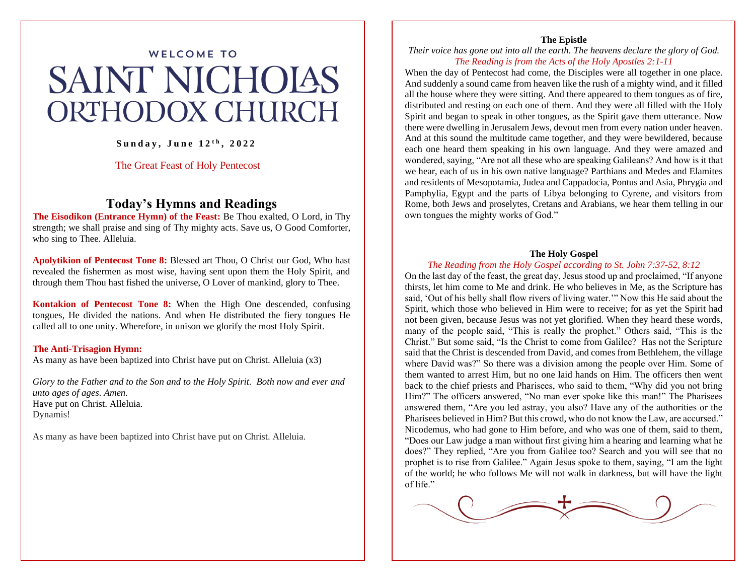WELCOME TO

# SAINT NICHOLAS ORTHODOX CHURCH

**Sunday, June 12th, 2022**

The Great Feast of Holy Pentecost

## Today's Hymns and Readings

**The Eisodikon (Entrance Hymn) of the Feast:** Be Thou exalted, O Lord, in Thy strength; we shall praise and sing of Thy mighty acts. Save us, O Good Comforter, who sing to Thee. Alleluia.

**Apolytikion of Pentecost Tone 8:** Blessed art Thou, O Christ our God, Who hast revealed the fishermen as most wise, having sent upon them the Holy Spirit, and through them Thou hast fished the universe, O Lover of mankind, glory to Thee.

**Kontakion of Pentecost Tone 8:** When the High One descended, confusing tongues, He divided the nations. And when He distributed the fiery tongues He called all to one unity. Wherefore, in unison we glorify the most Holy Spirit.

**The Anti-Trisagion Hymn:**
As many as have been baptized into Christ have put on Christ. Alleluia (x3)

*Glory to the Father and to the Son and to the Holy Spirit. Both now and ever and unto ages of ages. Amen.*
Have put on Christ. Alleluia.
Dynamis!

As many as have been baptized into Christ have put on Christ. Alleluia.

### The Epistle

*Their voice has gone out into all the earth. The heavens declare the glory of God.*
*The Reading is from the Acts of the Holy Apostles 2:1-11*

When the day of Pentecost had come, the Disciples were all together in one place. And suddenly a sound came from heaven like the rush of a mighty wind, and it filled all the house where they were sitting. And there appeared to them tongues as of fire, distributed and resting on each one of them. And they were all filled with the Holy Spirit and began to speak in other tongues, as the Spirit gave them utterance. Now there were dwelling in Jerusalem Jews, devout men from every nation under heaven. And at this sound the multitude came together, and they were bewildered, because each one heard them speaking in his own language. And they were amazed and wondered, saying, "Are not all these who are speaking Galileans? And how is it that we hear, each of us in his own native language? Parthians and Medes and Elamites and residents of Mesopotamia, Judea and Cappadocia, Pontus and Asia, Phrygia and Pamphylia, Egypt and the parts of Libya belonging to Cyrene, and visitors from Rome, both Jews and proselytes, Cretans and Arabians, we hear them telling in our own tongues the mighty works of God."

### The Holy Gospel

*The Reading from the Holy Gospel according to St. John 7:37-52, 8:12*

On the last day of the feast, the great day, Jesus stood up and proclaimed, "If anyone thirsts, let him come to Me and drink. He who believes in Me, as the Scripture has said, 'Out of his belly shall flow rivers of living water.'" Now this He said about the Spirit, which those who believed in Him were to receive; for as yet the Spirit had not been given, because Jesus was not yet glorified. When they heard these words, many of the people said, "This is really the prophet." Others said, "This is the Christ." But some said, "Is the Christ to come from Galilee? Has not the Scripture said that the Christ is descended from David, and comes from Bethlehem, the village where David was?" So there was a division among the people over Him. Some of them wanted to arrest Him, but no one laid hands on Him. The officers then went back to the chief priests and Pharisees, who said to them, "Why did you not bring Him?" The officers answered, "No man ever spoke like this man!" The Pharisees answered them, "Are you led astray, you also? Have any of the authorities or the Pharisees believed in Him? But this crowd, who do not know the Law, are accursed." Nicodemus, who had gone to Him before, and who was one of them, said to them, "Does our Law judge a man without first giving him a hearing and learning what he does?" They replied, "Are you from Galilee too? Search and you will see that no prophet is to rise from Galilee." Again Jesus spoke to them, saying, "I am the light of the world; he who follows Me will not walk in darkness, but will have the light of life."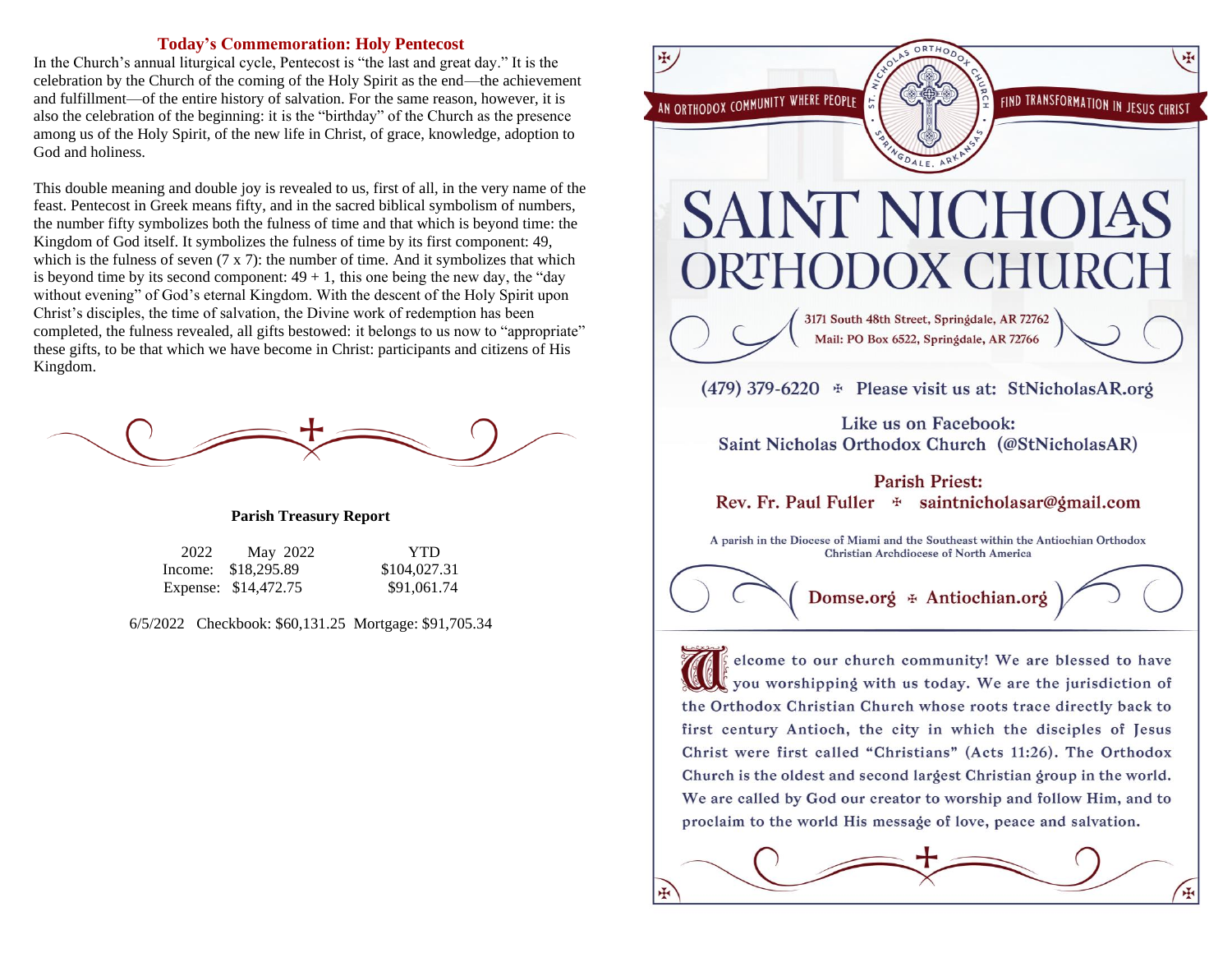## Today's Commemoration: Holy Pentecost

In the Church's annual liturgical cycle, Pentecost is "the last and great day." It is the celebration by the Church of the coming of the Holy Spirit as the end—the achievement and fulfillment—of the entire history of salvation. For the same reason, however, it is also the celebration of the beginning: it is the "birthday" of the Church as the presence among us of the Holy Spirit, of the new life in Christ, of grace, knowledge, adoption to God and holiness.

This double meaning and double joy is revealed to us, first of all, in the very name of the feast. Pentecost in Greek means fifty, and in the sacred biblical symbolism of numbers, the number fifty symbolizes both the fulness of time and that which is beyond time: the Kingdom of God itself. It symbolizes the fulness of time by its first component: 49, which is the fulness of seven (7 x 7): the number of time. And it symbolizes that which is beyond time by its second component: 49 + 1, this one being the new day, the "day without evening" of God's eternal Kingdom. With the descent of the Holy Spirit upon Christ's disciples, the time of salvation, the Divine work of redemption has been completed, the fulness revealed, all gifts bestowed: it belongs to us now to "appropriate" these gifts, to be that which we have become in Christ: participants and citizens of His Kingdom.

**Parish Treasury Report**

| 2022 | May 2022 | YTD |
|---|---|---|
| Income: | $18,295.89 | $104,027.31 |
| Expense: | $14,472.75 | $91,061.74 |

6/5/2022 Checkbook: $60,131.25 Mortgage: $91,705.34

AN ORTHODOX COMMUNITY WHERE PEOPLE FIND TRANSFORMATION IN JESUS CHRIST

ST. NICHOLAS ORTHODOX CHURCH • SPRINGDALE, ARKANSAS •

# SAINT NICHOLAS ORTHODOX CHURCH

3171 South 48th Street, Springdale, AR 72762
Mail: PO Box 6522, Springdale, AR 72766

(479) 379-6220 ✠ Please visit us at: StNicholasAR.org

Like us on Facebook:
Saint Nicholas Orthodox Church (@StNicholasAR)

Parish Priest:
Rev. Fr. Paul Fuller ✠ saintnicholasar@gmail.com

A parish in the Diocese of Miami and the Southeast within the Antiochian Orthodox Christian Archdiocese of North America

Domse.org ✠ Antiochian.org

Welcome to our church community! We are blessed to have you worshipping with us today. We are the jurisdiction of the Orthodox Christian Church whose roots trace directly back to first century Antioch, the city in which the disciples of Jesus Christ were first called "Christians" (Acts 11:26). The Orthodox Church is the oldest and second largest Christian group in the world. We are called by God our creator to worship and follow Him, and to proclaim to the world His message of love, peace and salvation.